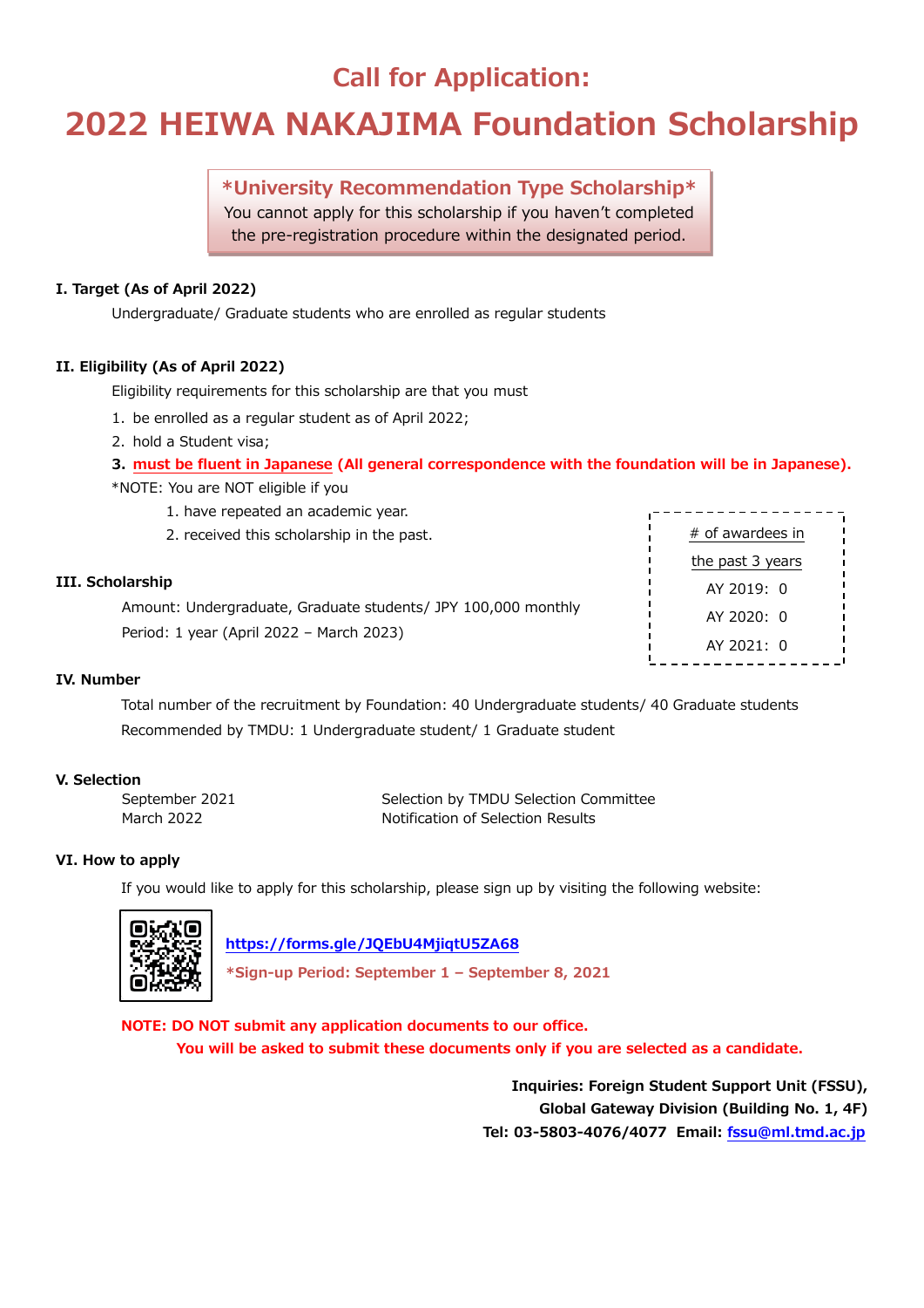# Call for Application:

# 2022 HEIWA NAKAJIMA Foundation Scholarship

> **\*University Recommendation Type Scholarship\***
> You cannot apply for this scholarship if you haven't completed the pre-registration procedure within the designated period.

### I. Target (As of April 2022)

Undergraduate/ Graduate students who are enrolled as regular students

### II. Eligibility (As of April 2022)

Eligibility requirements for this scholarship are that you must

1. be enrolled as a regular student as of April 2022;
2. hold a Student visa;
3. **must be fluent in Japanese (All general correspondence with the foundation will be in Japanese).**

*NOTE: You are NOT eligible if you

1. have repeated an academic year.
2. received this scholarship in the past.

| # of awardees in the past 3 years |
|---|
| AY 2019: 0 |
| AY 2020: 0 |
| AY 2021: 0 |

### III. Scholarship

Amount: Undergraduate, Graduate students/ JPY 100,000 monthly

Period: 1 year (April 2022 – March 2023)

### IV. Number

Total number of the recruitment by Foundation: 40 Undergraduate students/ 40 Graduate students

Recommended by TMDU: 1 Undergraduate student/ 1 Graduate student

### V. Selection

| | |
|---|---|
| September 2021 | Selection by TMDU Selection Committee |
| March 2022 | Notification of Selection Results |

### VI. How to apply

If you would like to apply for this scholarship, please sign up by visiting the following website:

https://forms.gle/JQEbU4MjiqtU5ZA68

**\*Sign-up Period: September 1 – September 8, 2021**

**NOTE: DO NOT submit any application documents to our office.**
**You will be asked to submit these documents only if you are selected as a candidate.**

**Inquiries: Foreign Student Support Unit (FSSU),**
**Global Gateway Division (Building No. 1, 4F)**
**Tel: 03-5803-4076/4077 Email: fssu@ml.tmd.ac.jp**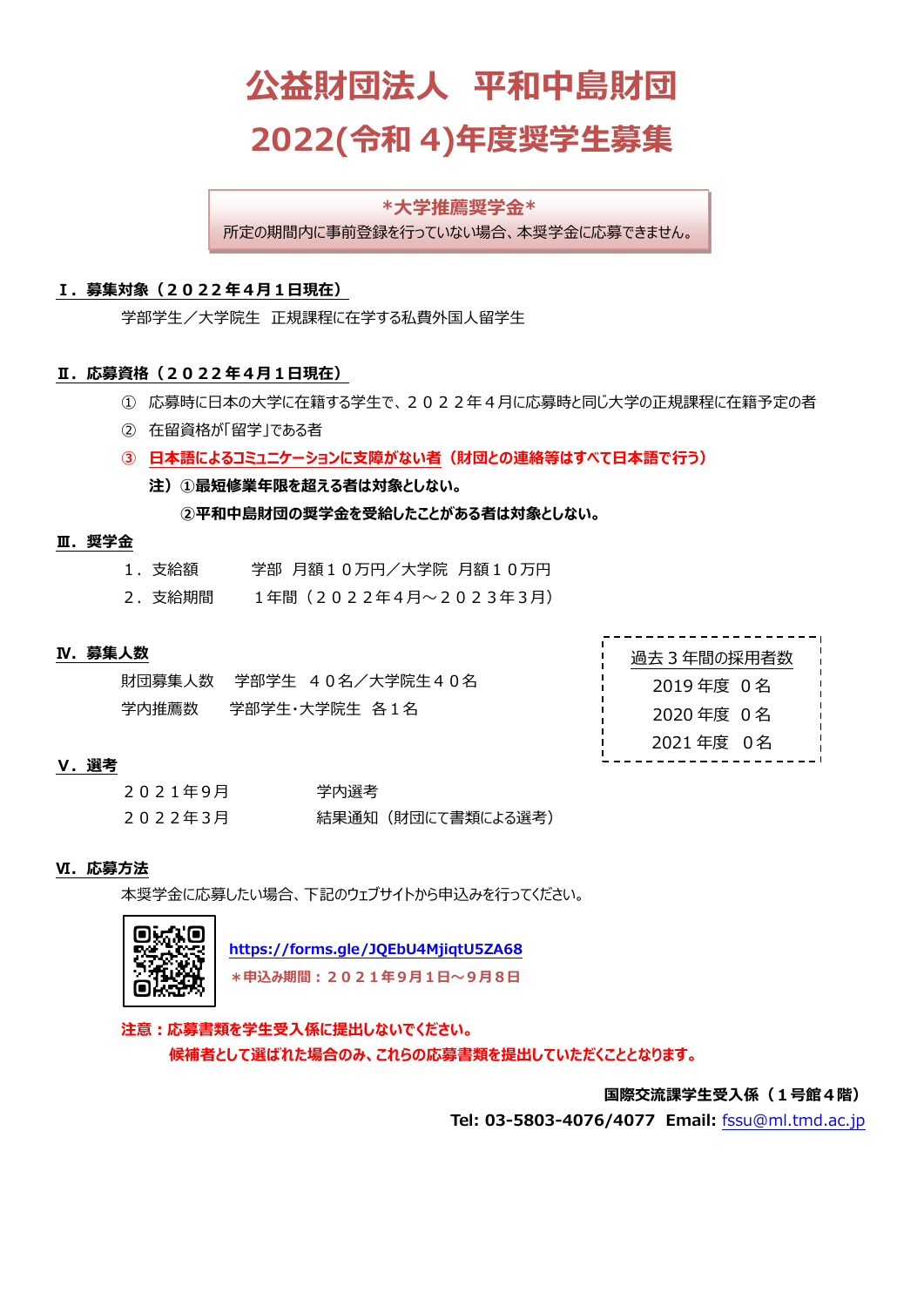# 公益財団法人　平和中島財団

# 2022(令和 4)年度奨学生募集

**\*大学推薦奨学金\***

所定の期間内に事前登録を行っていない場合、本奨学金に応募できません。

## Ⅰ．募集対象（２０２２年４月１日現在）

学部学生／大学院生　正規課程に在学する私費外国人留学生

## Ⅱ．応募資格（２０２２年４月１日現在）

① 応募時に日本の大学に在籍する学生で、２０２２年４月に応募時と同じ大学の正規課程に在籍予定の者

② 在留資格が「留学」である者

③ **日本語によるコミュニケーションに支障がない者（財団との連絡等はすべて日本語で行う）**

**注）①最短修業年限を超える者は対象としない。**

**②平和中島財団の奨学金を受給したことがある者は対象としない。**

## Ⅲ．奨学金

1．支給額　　　学部　月額１０万円／大学院　月額１０万円

2．支給期間　　１年間（２０２２年４月～２０２３年３月）

## Ⅳ．募集人数

財団募集人数　　学部学生　４０名／大学院生４０名

学内推薦数　　学部学生･大学院生　各１名

過去３年間の採用者数

2019 年度　0 名

2020 年度　0 名

2021 年度　0 名

## Ⅴ．選考

２０２１年９月　　　学内選考

２０２２年３月　　　結果通知（財団にて書類による選考）

## Ⅵ．応募方法

本奨学金に応募したい場合、下記のウェブサイトから申込みを行ってください。

**https://forms.gle/JQEbU4MjiqtU5ZA68**

**＊申込み期間：２０２１年９月１日～９月８日**

**注意：応募書類を学生受入係に提出しないでください。**

**候補者として選ばれた場合のみ、これらの応募書類を提出していただくことととなります。**

**国際交流課学生受入係（１号館４階）**

**Tel: 03-5803-4076/4077　Email:** fssu@ml.tmd.ac.jp